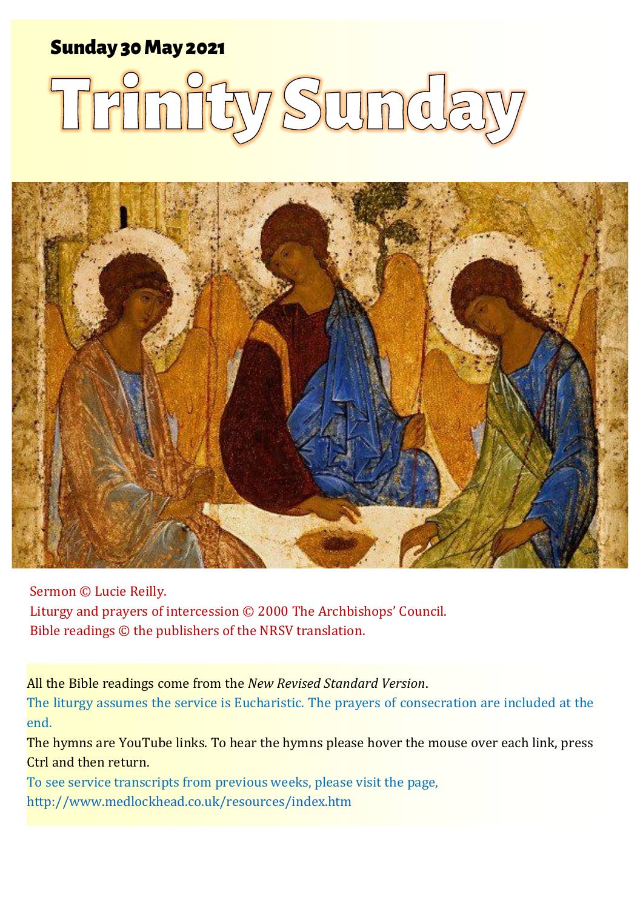**Sunday 30 May 2021**

# Trinity Sunday

Sermon © Lucie Reilly.
Liturgy and prayers of intercession © 2000 The Archbishops' Council.
Bible readings © the publishers of the NRSV translation.

All the Bible readings come from the *New Revised Standard Version*.
The liturgy assumes the service is Eucharistic. The prayers of consecration are included at the end.
The hymns are YouTube links. To hear the hymns please hover the mouse over each link, press Ctrl and then return.
To see service transcripts from previous weeks, please visit the page,
http://www.medlockhead.co.uk/resources/index.htm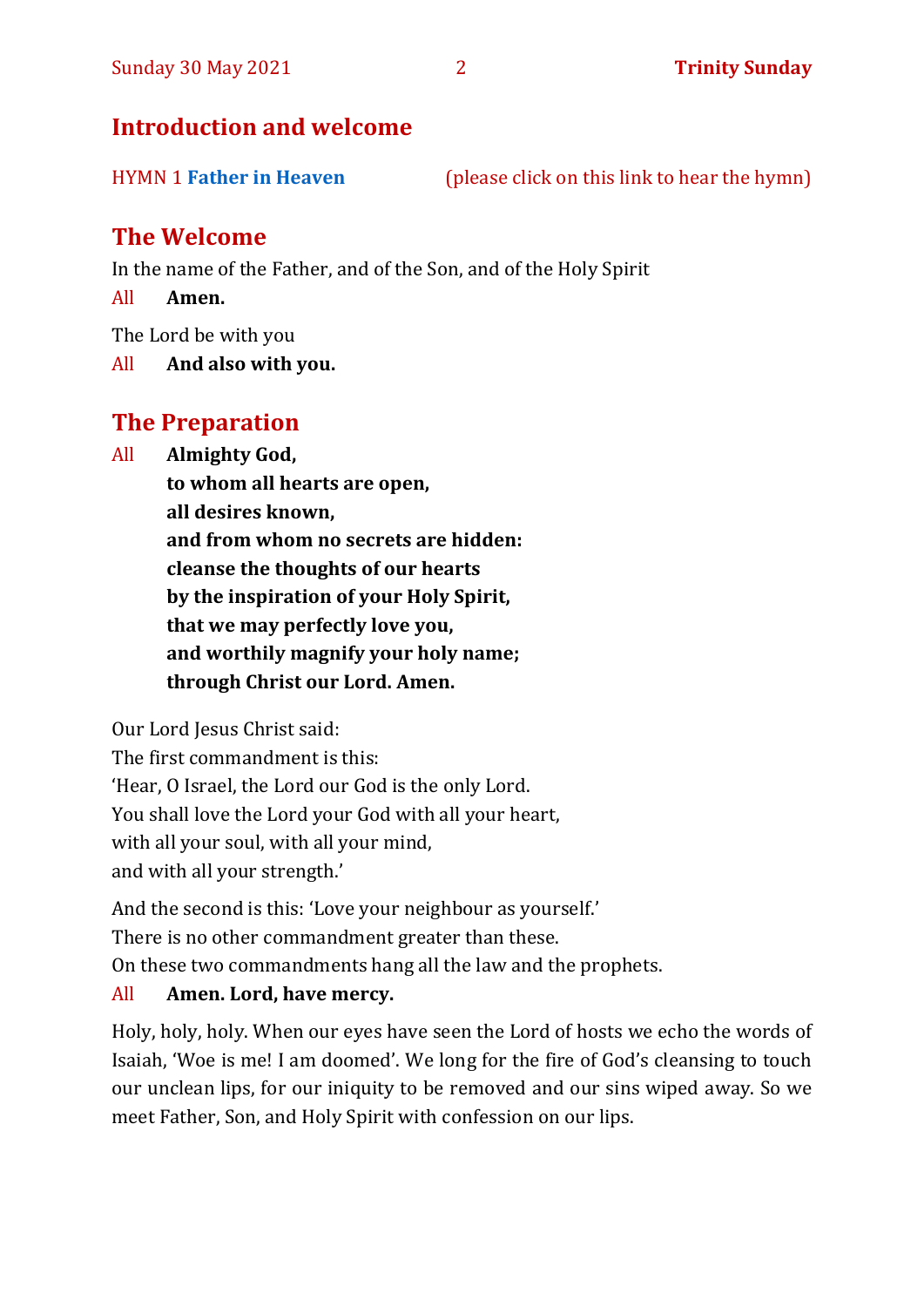## Introduction and welcome

HYMN 1 **Father in Heaven** (please click on this link to hear the hymn)

## The Welcome

In the name of the Father, and of the Son, and of the Holy Spirit

All **Amen.**

The Lord be with you

All **And also with you.**

## The Preparation

All **Almighty God,**
**to whom all hearts are open,**
**all desires known,**
**and from whom no secrets are hidden:**
**cleanse the thoughts of our hearts**
**by the inspiration of your Holy Spirit,**
**that we may perfectly love you,**
**and worthily magnify your holy name;**
**through Christ our Lord. Amen.**

Our Lord Jesus Christ said:
The first commandment is this:
'Hear, O Israel, the Lord our God is the only Lord.
You shall love the Lord your God with all your heart,
with all your soul, with all your mind,
and with all your strength.'

And the second is this: 'Love your neighbour as yourself.'
There is no other commandment greater than these.
On these two commandments hang all the law and the prophets.

All **Amen. Lord, have mercy.**

Holy, holy, holy. When our eyes have seen the Lord of hosts we echo the words of Isaiah, 'Woe is me! I am doomed'. We long for the fire of God's cleansing to touch our unclean lips, for our iniquity to be removed and our sins wiped away. So we meet Father, Son, and Holy Spirit with confession on our lips.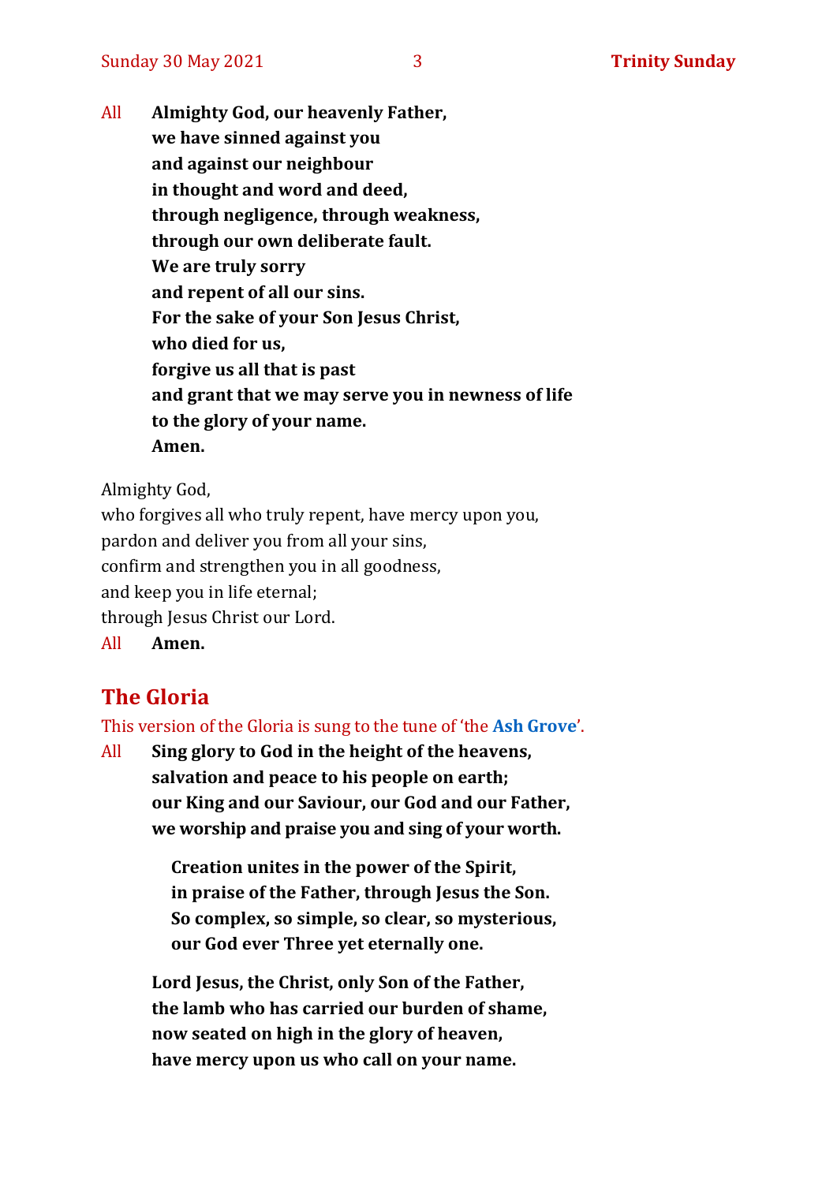All **Almighty God, our heavenly Father,**
**we have sinned against you**
**and against our neighbour**
**in thought and word and deed,**
**through negligence, through weakness,**
**through our own deliberate fault.**
**We are truly sorry**
**and repent of all our sins.**
**For the sake of your Son Jesus Christ,**
**who died for us,**
**forgive us all that is past**
**and grant that we may serve you in newness of life**
**to the glory of your name.**
**Amen.**

Almighty God,
who forgives all who truly repent, have mercy upon you,
pardon and deliver you from all your sins,
confirm and strengthen you in all goodness,
and keep you in life eternal;
through Jesus Christ our Lord.

All **Amen.**

## The Gloria

This version of the Gloria is sung to the tune of 'the **Ash Grove**'.

All **Sing glory to God in the height of the heavens,**
**salvation and peace to his people on earth;**
**our King and our Saviour, our God and our Father,**
**we worship and praise you and sing of your worth.**

**Creation unites in the power of the Spirit,**
**in praise of the Father, through Jesus the Son.**
**So complex, so simple, so clear, so mysterious,**
**our God ever Three yet eternally one.**

**Lord Jesus, the Christ, only Son of the Father,**
**the lamb who has carried our burden of shame,**
**now seated on high in the glory of heaven,**
**have mercy upon us who call on your name.**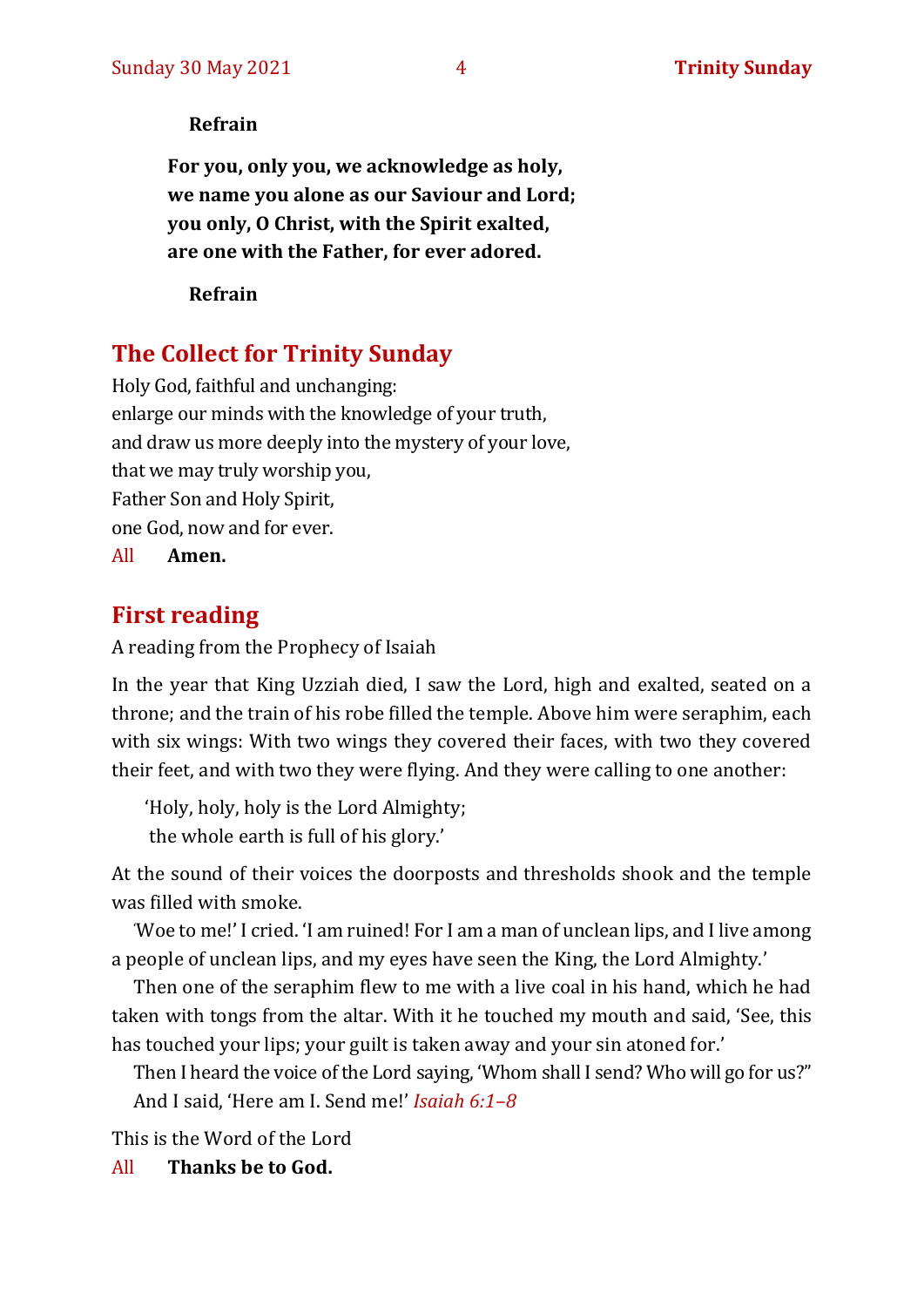**Refrain**

**For you, only you, we acknowledge as holy,
we name you alone as our Saviour and Lord;
you only, O Christ, with the Spirit exalted,
are one with the Father, for ever adored.**

**Refrain**

## The Collect for Trinity Sunday

Holy God, faithful and unchanging:
enlarge our minds with the knowledge of your truth,
and draw us more deeply into the mystery of your love,
that we may truly worship you,
Father Son and Holy Spirit,
one God, now and for ever.

All **Amen.**

## First reading

A reading from the Prophecy of Isaiah

In the year that King Uzziah died, I saw the Lord, high and exalted, seated on a throne; and the train of his robe filled the temple. Above him were seraphim, each with six wings: With two wings they covered their faces, with two they covered their feet, and with two they were flying. And they were calling to one another:

'Holy, holy, holy is the Lord Almighty;
the whole earth is full of his glory.'

At the sound of their voices the doorposts and thresholds shook and the temple was filled with smoke.

'Woe to me!' I cried. 'I am ruined! For I am a man of unclean lips, and I live among a people of unclean lips, and my eyes have seen the King, the Lord Almighty.'

Then one of the seraphim flew to me with a live coal in his hand, which he had taken with tongs from the altar. With it he touched my mouth and said, 'See, this has touched your lips; your guilt is taken away and your sin atoned for.'

Then I heard the voice of the Lord saying, 'Whom shall I send? Who will go for us?"

And I said, 'Here am I. Send me!' *Isaiah 6:1–8*

This is the Word of the Lord

All **Thanks be to God.**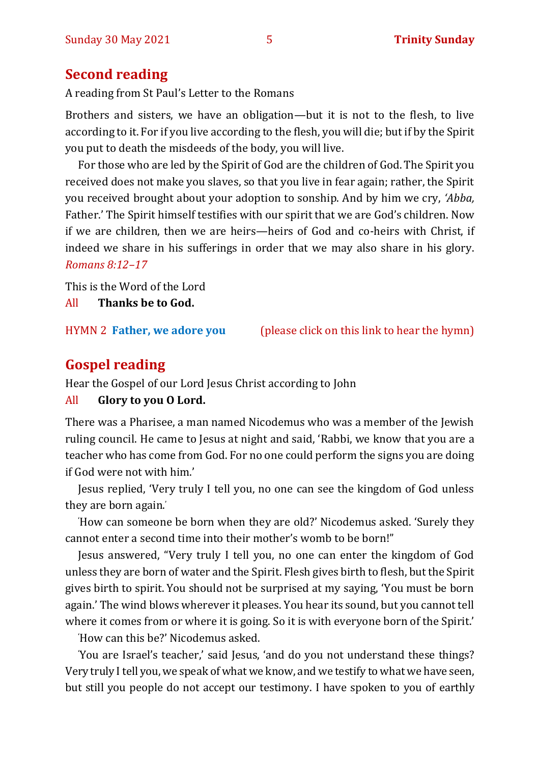## Second reading

A reading from St Paul's Letter to the Romans

Brothers and sisters, we have an obligation—but it is not to the flesh, to live according to it. For if you live according to the flesh, you will die; but if by the Spirit you put to death the misdeeds of the body, you will live.

For those who are led by the Spirit of God are the children of God. The Spirit you received does not make you slaves, so that you live in fear again; rather, the Spirit you received brought about your adoption to sonship. And by him we cry, *'Abba,* Father.' The Spirit himself testifies with our spirit that we are God's children. Now if we are children, then we are heirs—heirs of God and co-heirs with Christ, if indeed we share in his sufferings in order that we may also share in his glory. *Romans 8:12–17*

This is the Word of the Lord

All **Thanks be to God.**

HYMN 2 **Father, we adore you** (please click on this link to hear the hymn)

## Gospel reading

Hear the Gospel of our Lord Jesus Christ according to John

All **Glory to you O Lord.**

There was a Pharisee, a man named Nicodemus who was a member of the Jewish ruling council. He came to Jesus at night and said, 'Rabbi, we know that you are a teacher who has come from God. For no one could perform the signs you are doing if God were not with him.'

Jesus replied, 'Very truly I tell you, no one can see the kingdom of God unless they are born again.'

'How can someone be born when they are old?' Nicodemus asked. 'Surely they cannot enter a second time into their mother's womb to be born!"

Jesus answered, "Very truly I tell you, no one can enter the kingdom of God unless they are born of water and the Spirit. Flesh gives birth to flesh, but the Spirit gives birth to spirit. You should not be surprised at my saying, 'You must be born again.' The wind blows wherever it pleases. You hear its sound, but you cannot tell where it comes from or where it is going. So it is with everyone born of the Spirit.'

'How can this be?' Nicodemus asked.

'You are Israel's teacher,' said Jesus, 'and do you not understand these things? Very truly I tell you, we speak of what we know, and we testify to what we have seen, but still you people do not accept our testimony. I have spoken to you of earthly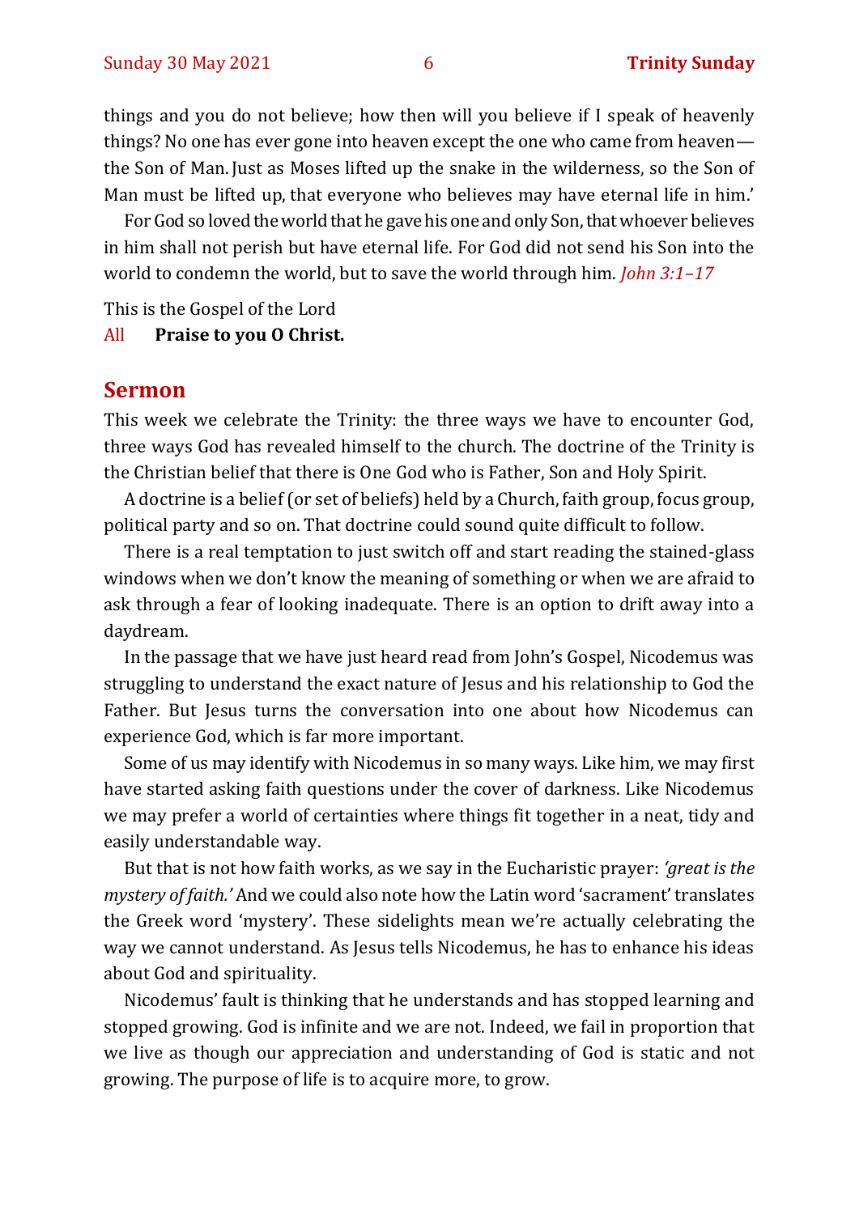things and you do not believe; how then will you believe if I speak of heavenly things? No one has ever gone into heaven except the one who came from heaven—the Son of Man. Just as Moses lifted up the snake in the wilderness, so the Son of Man must be lifted up, that everyone who believes may have eternal life in him.'

For God so loved the world that he gave his one and only Son, that whoever believes in him shall not perish but have eternal life. For God did not send his Son into the world to condemn the world, but to save the world through him. *John 3:1–17*

This is the Gospel of the Lord

All **Praise to you O Christ.**

## Sermon

This week we celebrate the Trinity: the three ways we have to encounter God, three ways God has revealed himself to the church. The doctrine of the Trinity is the Christian belief that there is One God who is Father, Son and Holy Spirit.

A doctrine is a belief (or set of beliefs) held by a Church, faith group, focus group, political party and so on. That doctrine could sound quite difficult to follow.

There is a real temptation to just switch off and start reading the stained-glass windows when we don't know the meaning of something or when we are afraid to ask through a fear of looking inadequate. There is an option to drift away into a daydream.

In the passage that we have just heard read from John's Gospel, Nicodemus was struggling to understand the exact nature of Jesus and his relationship to God the Father. But Jesus turns the conversation into one about how Nicodemus can experience God, which is far more important.

Some of us may identify with Nicodemus in so many ways. Like him, we may first have started asking faith questions under the cover of darkness. Like Nicodemus we may prefer a world of certainties where things fit together in a neat, tidy and easily understandable way.

But that is not how faith works, as we say in the Eucharistic prayer: *'great is the mystery of faith.'* And we could also note how the Latin word 'sacrament' translates the Greek word 'mystery'. These sidelights mean we're actually celebrating the way we cannot understand. As Jesus tells Nicodemus, he has to enhance his ideas about God and spirituality.

Nicodemus' fault is thinking that he understands and has stopped learning and stopped growing. God is infinite and we are not. Indeed, we fail in proportion that we live as though our appreciation and understanding of God is static and not growing. The purpose of life is to acquire more, to grow.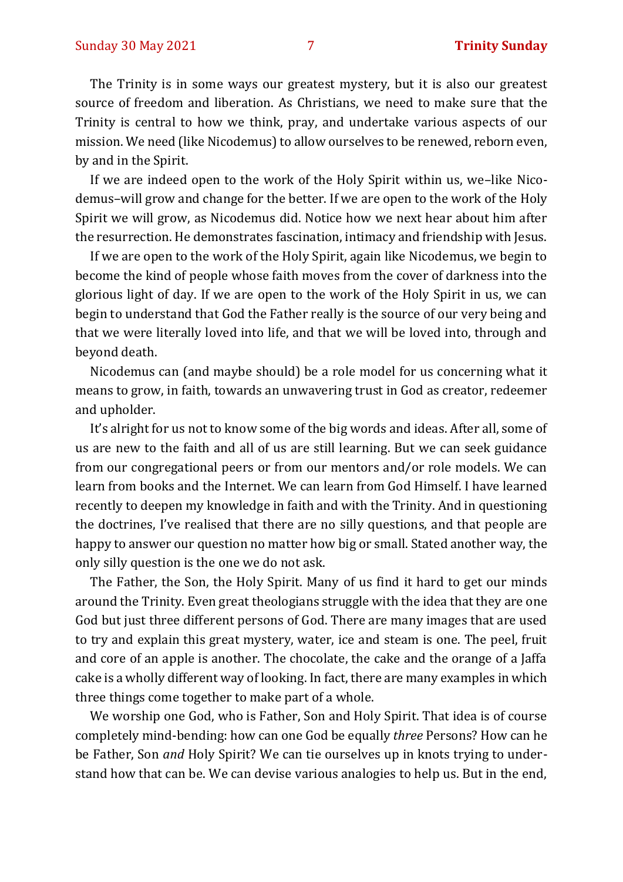The Trinity is in some ways our greatest mystery, but it is also our greatest source of freedom and liberation. As Christians, we need to make sure that the Trinity is central to how we think, pray, and undertake various aspects of our mission. We need (like Nicodemus) to allow ourselves to be renewed, reborn even, by and in the Spirit.

If we are indeed open to the work of the Holy Spirit within us, we–like Nicodemus–will grow and change for the better. If we are open to the work of the Holy Spirit we will grow, as Nicodemus did. Notice how we next hear about him after the resurrection. He demonstrates fascination, intimacy and friendship with Jesus.

If we are open to the work of the Holy Spirit, again like Nicodemus, we begin to become the kind of people whose faith moves from the cover of darkness into the glorious light of day. If we are open to the work of the Holy Spirit in us, we can begin to understand that God the Father really is the source of our very being and that we were literally loved into life, and that we will be loved into, through and beyond death.

Nicodemus can (and maybe should) be a role model for us concerning what it means to grow, in faith, towards an unwavering trust in God as creator, redeemer and upholder.

It's alright for us not to know some of the big words and ideas. After all, some of us are new to the faith and all of us are still learning. But we can seek guidance from our congregational peers or from our mentors and/or role models. We can learn from books and the Internet. We can learn from God Himself. I have learned recently to deepen my knowledge in faith and with the Trinity. And in questioning the doctrines, I've realised that there are no silly questions, and that people are happy to answer our question no matter how big or small. Stated another way, the only silly question is the one we do not ask.

The Father, the Son, the Holy Spirit. Many of us find it hard to get our minds around the Trinity. Even great theologians struggle with the idea that they are one God but just three different persons of God. There are many images that are used to try and explain this great mystery, water, ice and steam is one. The peel, fruit and core of an apple is another. The chocolate, the cake and the orange of a Jaffa cake is a wholly different way of looking. In fact, there are many examples in which three things come together to make part of a whole.

We worship one God, who is Father, Son and Holy Spirit. That idea is of course completely mind-bending: how can one God be equally *three* Persons? How can he be Father, Son *and* Holy Spirit? We can tie ourselves up in knots trying to understand how that can be. We can devise various analogies to help us. But in the end,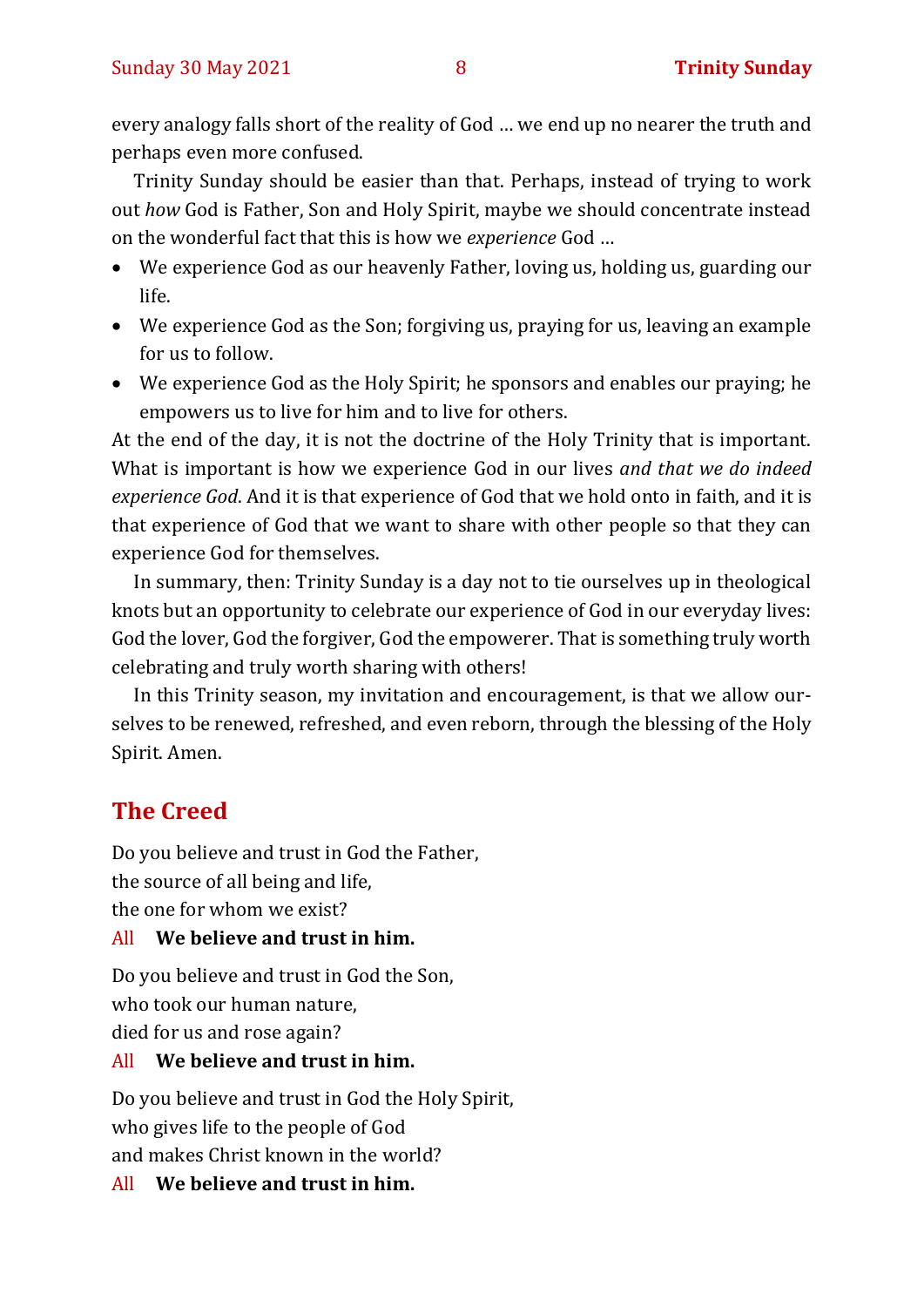every analogy falls short of the reality of God … we end up no nearer the truth and perhaps even more confused.

Trinity Sunday should be easier than that. Perhaps, instead of trying to work out *how* God is Father, Son and Holy Spirit, maybe we should concentrate instead on the wonderful fact that this is how we *experience* God …

- We experience God as our heavenly Father, loving us, holding us, guarding our life.
- We experience God as the Son; forgiving us, praying for us, leaving an example for us to follow.
- We experience God as the Holy Spirit; he sponsors and enables our praying; he empowers us to live for him and to live for others.

At the end of the day, it is not the doctrine of the Holy Trinity that is important. What is important is how we experience God in our lives *and that we do indeed experience God*. And it is that experience of God that we hold onto in faith, and it is that experience of God that we want to share with other people so that they can experience God for themselves.

In summary, then: Trinity Sunday is a day not to tie ourselves up in theological knots but an opportunity to celebrate our experience of God in our everyday lives: God the lover, God the forgiver, God the empowerer. That is something truly worth celebrating and truly worth sharing with others!

In this Trinity season, my invitation and encouragement, is that we allow ourselves to be renewed, refreshed, and even reborn, through the blessing of the Holy Spirit. Amen.

## The Creed

Do you believe and trust in God the Father,
the source of all being and life,
the one for whom we exist?

All **We believe and trust in him.**

Do you believe and trust in God the Son,
who took our human nature,
died for us and rose again?

All **We believe and trust in him.**

Do you believe and trust in God the Holy Spirit,
who gives life to the people of God
and makes Christ known in the world?

All **We believe and trust in him.**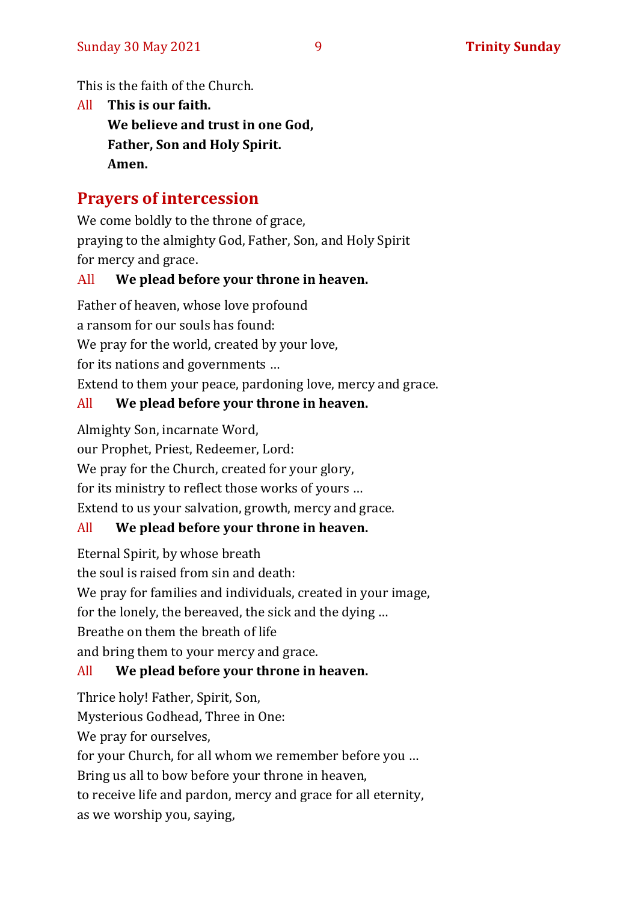This is the faith of the Church.

All **This is our faith.**
**We believe and trust in one God,**
**Father, Son and Holy Spirit.**
**Amen.**

## Prayers of intercession

We come boldly to the throne of grace,
praying to the almighty God, Father, Son, and Holy Spirit
for mercy and grace.

All **We plead before your throne in heaven.**

Father of heaven, whose love profound
a ransom for our souls has found:
We pray for the world, created by your love,
for its nations and governments …
Extend to them your peace, pardoning love, mercy and grace.

All **We plead before your throne in heaven.**

Almighty Son, incarnate Word,
our Prophet, Priest, Redeemer, Lord:
We pray for the Church, created for your glory,
for its ministry to reflect those works of yours …
Extend to us your salvation, growth, mercy and grace.

All **We plead before your throne in heaven.**

Eternal Spirit, by whose breath
the soul is raised from sin and death:
We pray for families and individuals, created in your image,
for the lonely, the bereaved, the sick and the dying …
Breathe on them the breath of life
and bring them to your mercy and grace.

All **We plead before your throne in heaven.**

Thrice holy! Father, Spirit, Son,
Mysterious Godhead, Three in One:
We pray for ourselves,
for your Church, for all whom we remember before you …
Bring us all to bow before your throne in heaven,
to receive life and pardon, mercy and grace for all eternity,
as we worship you, saying,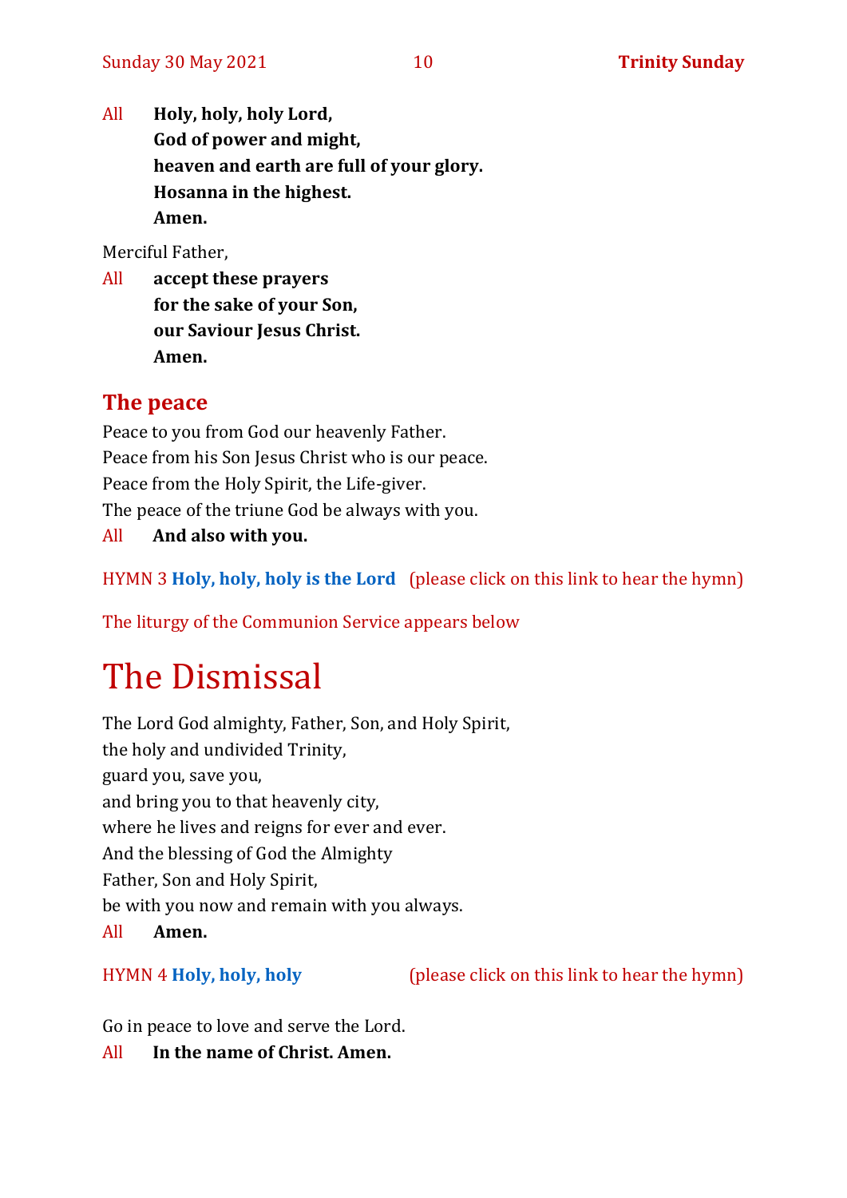All **Holy, holy, holy Lord,**
**God of power and might,**
**heaven and earth are full of your glory.**
**Hosanna in the highest.**
**Amen.**

Merciful Father,

All **accept these prayers**
**for the sake of your Son,**
**our Saviour Jesus Christ.**
**Amen.**

## The peace

Peace to you from God our heavenly Father.
Peace from his Son Jesus Christ who is our peace.
Peace from the Holy Spirit, the Life-giver.
The peace of the triune God be always with you.

All **And also with you.**

HYMN 3 **Holy, holy, holy is the Lord** (please click on this link to hear the hymn)

The liturgy of the Communion Service appears below

# The Dismissal

The Lord God almighty, Father, Son, and Holy Spirit,
the holy and undivided Trinity,
guard you, save you,
and bring you to that heavenly city,
where he lives and reigns for ever and ever.
And the blessing of God the Almighty
Father, Son and Holy Spirit,
be with you now and remain with you always.

All **Amen.**

HYMN 4 **Holy, holy, holy** (please click on this link to hear the hymn)

Go in peace to love and serve the Lord.

All **In the name of Christ. Amen.**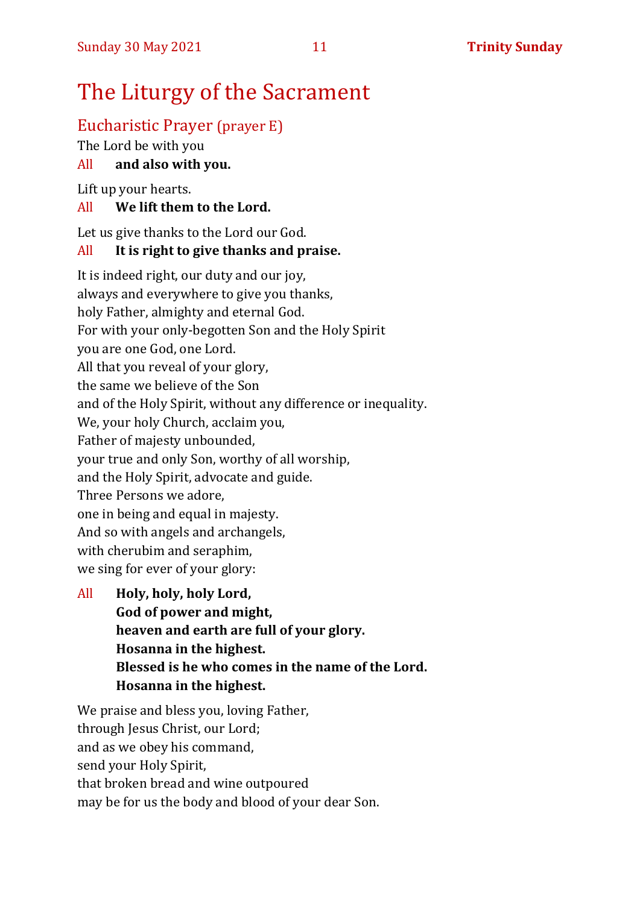# The Liturgy of the Sacrament

## Eucharistic Prayer (prayer E)

The Lord be with you

All **and also with you.**

Lift up your hearts.

All **We lift them to the Lord.**

Let us give thanks to the Lord our God.

All **It is right to give thanks and praise.**

It is indeed right, our duty and our joy,
always and everywhere to give you thanks,
holy Father, almighty and eternal God.
For with your only-begotten Son and the Holy Spirit
you are one God, one Lord.
All that you reveal of your glory,
the same we believe of the Son
and of the Holy Spirit, without any difference or inequality.
We, your holy Church, acclaim you,
Father of majesty unbounded,
your true and only Son, worthy of all worship,
and the Holy Spirit, advocate and guide.
Three Persons we adore,
one in being and equal in majesty.
And so with angels and archangels,
with cherubim and seraphim,
we sing for ever of your glory:

All **Holy, holy, holy Lord,**
**God of power and might,**
**heaven and earth are full of your glory.**
**Hosanna in the highest.**
**Blessed is he who comes in the name of the Lord.**
**Hosanna in the highest.**

We praise and bless you, loving Father,
through Jesus Christ, our Lord;
and as we obey his command,
send your Holy Spirit,
that broken bread and wine outpoured
may be for us the body and blood of your dear Son.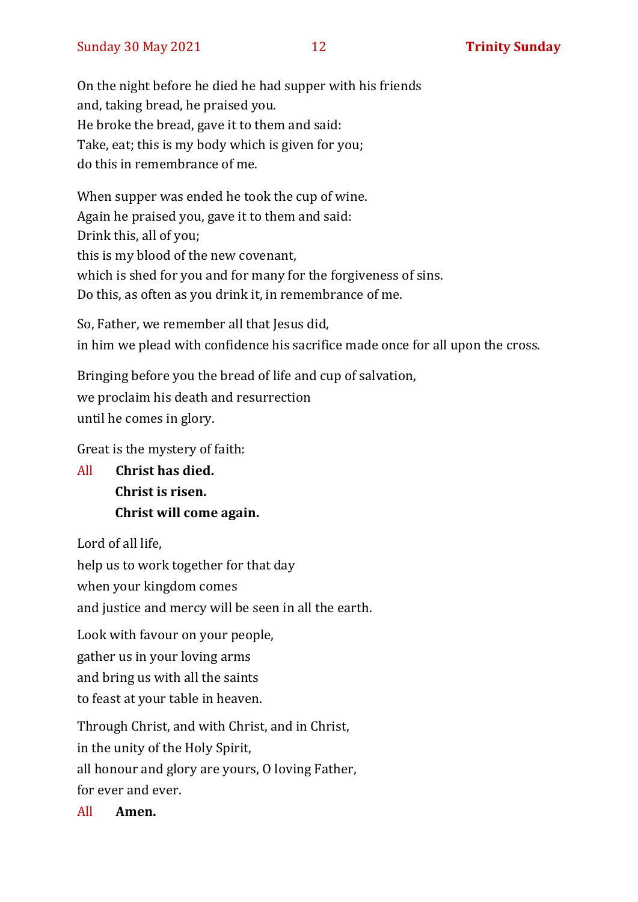On the night before he died he had supper with his friends
and, taking bread, he praised you.
He broke the bread, gave it to them and said:
Take, eat; this is my body which is given for you;
do this in remembrance of me.

When supper was ended he took the cup of wine.
Again he praised you, gave it to them and said:
Drink this, all of you;
this is my blood of the new covenant,
which is shed for you and for many for the forgiveness of sins.
Do this, as often as you drink it, in remembrance of me.

So, Father, we remember all that Jesus did,
in him we plead with confidence his sacrifice made once for all upon the cross.

Bringing before you the bread of life and cup of salvation,
we proclaim his death and resurrection
until he comes in glory.

Great is the mystery of faith:

All **Christ has died.**
**Christ is risen.**
**Christ will come again.**

Lord of all life,
help us to work together for that day
when your kingdom comes
and justice and mercy will be seen in all the earth.

Look with favour on your people,
gather us in your loving arms
and bring us with all the saints
to feast at your table in heaven.

Through Christ, and with Christ, and in Christ,
in the unity of the Holy Spirit,
all honour and glory are yours, O loving Father,
for ever and ever.

All **Amen.**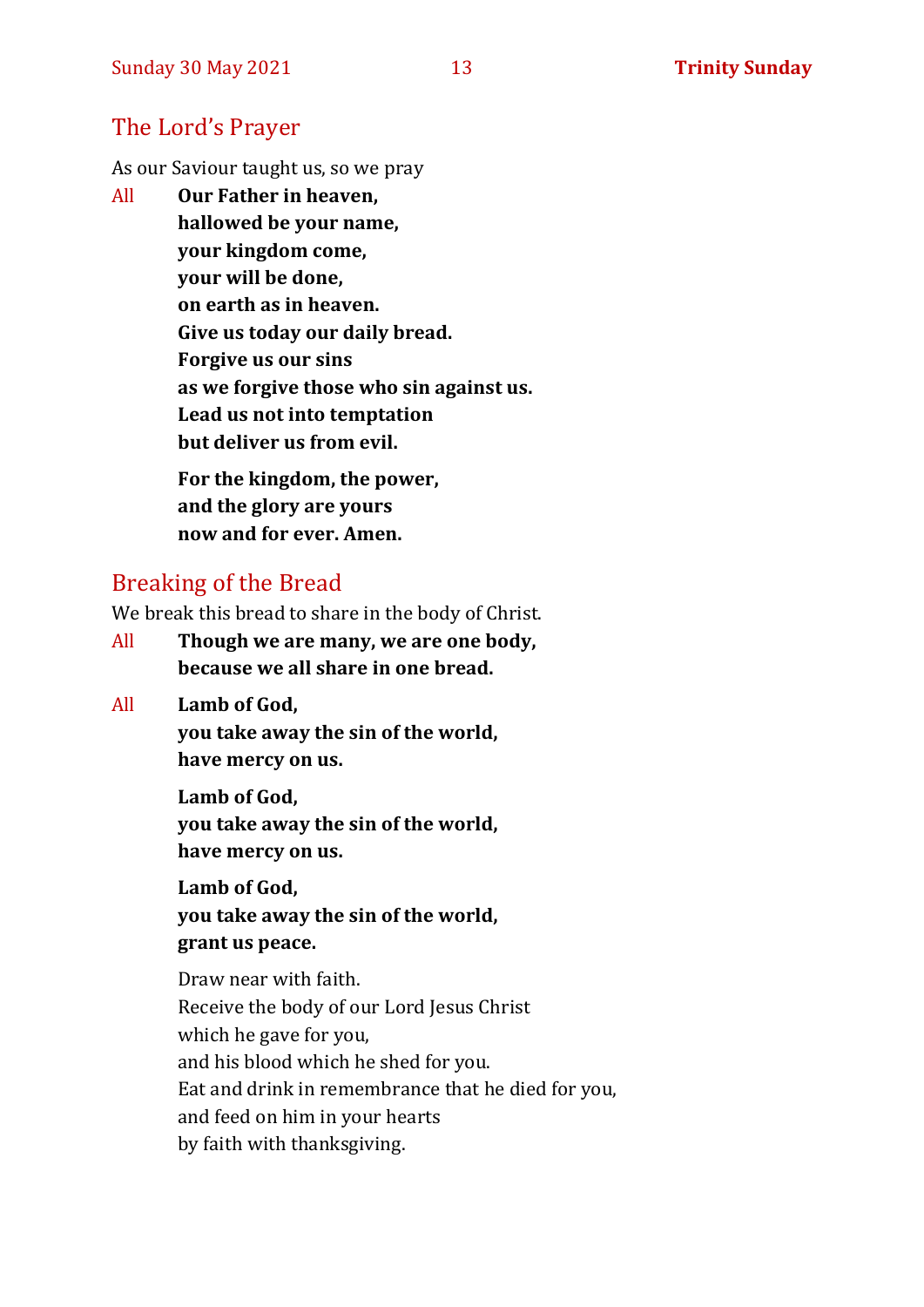## The Lord's Prayer

As our Saviour taught us, so we pray

All **Our Father in heaven,**
**hallowed be your name,**
**your kingdom come,**
**your will be done,**
**on earth as in heaven.**
**Give us today our daily bread.**
**Forgive us our sins**
**as we forgive those who sin against us.**
**Lead us not into temptation**
**but deliver us from evil.**

**For the kingdom, the power,**
**and the glory are yours**
**now and for ever. Amen.**

## Breaking of the Bread

We break this bread to share in the body of Christ.

All **Though we are many, we are one body,**
**because we all share in one bread.**

All **Lamb of God,**
**you take away the sin of the world,**
**have mercy on us.**

**Lamb of God,**
**you take away the sin of the world,**
**have mercy on us.**

**Lamb of God,**
**you take away the sin of the world,**
**grant us peace.**

Draw near with faith.
Receive the body of our Lord Jesus Christ
which he gave for you,
and his blood which he shed for you.
Eat and drink in remembrance that he died for you,
and feed on him in your hearts
by faith with thanksgiving.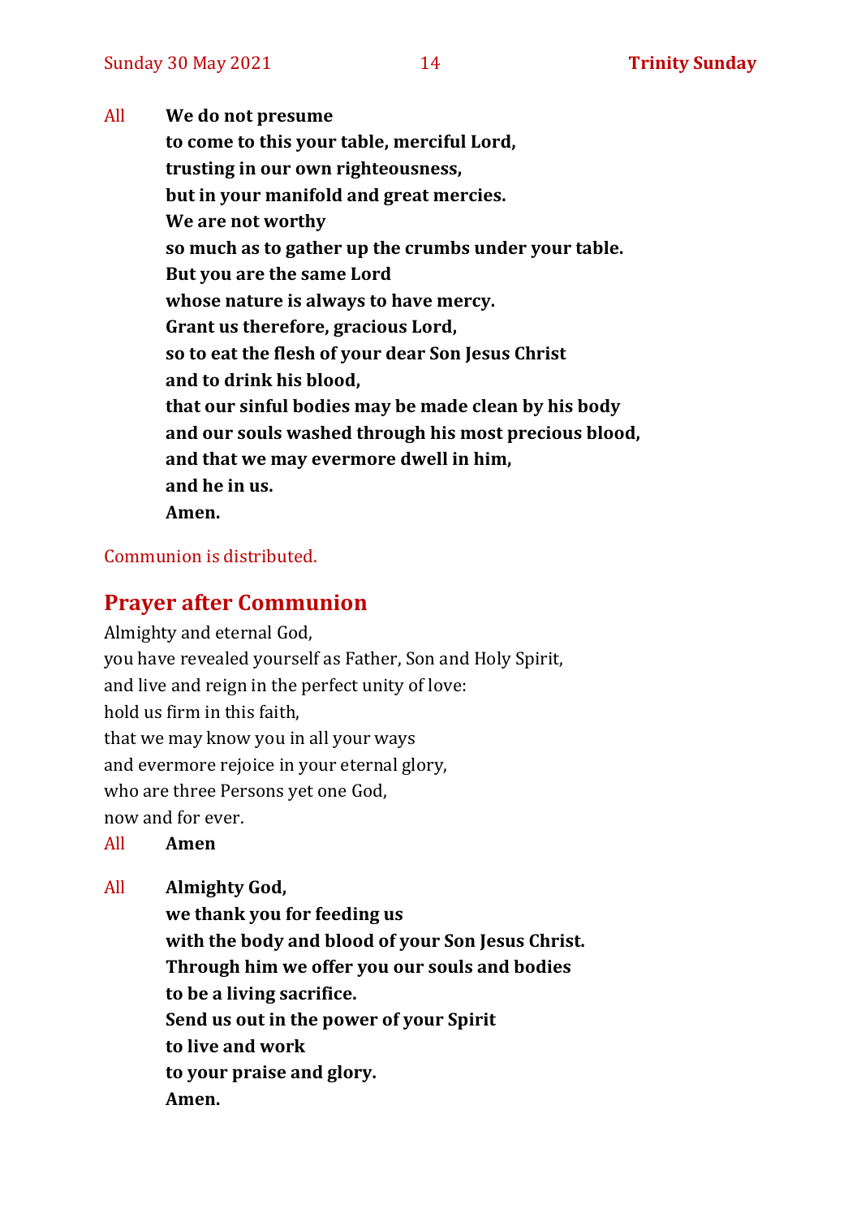All **We do not presume**
**to come to this your table, merciful Lord,**
**trusting in our own righteousness,**
**but in your manifold and great mercies.**
**We are not worthy**
**so much as to gather up the crumbs under your table.**
**But you are the same Lord**
**whose nature is always to have mercy.**
**Grant us therefore, gracious Lord,**
**so to eat the flesh of your dear Son Jesus Christ**
**and to drink his blood,**
**that our sinful bodies may be made clean by his body**
**and our souls washed through his most precious blood,**
**and that we may evermore dwell in him,**
**and he in us.**
**Amen.**

Communion is distributed.

## Prayer after Communion

Almighty and eternal God,
you have revealed yourself as Father, Son and Holy Spirit,
and live and reign in the perfect unity of love:
hold us firm in this faith,
that we may know you in all your ways
and evermore rejoice in your eternal glory,
who are three Persons yet one God,
now and for ever.

All **Amen**

All **Almighty God,**
**we thank you for feeding us**
**with the body and blood of your Son Jesus Christ.**
**Through him we offer you our souls and bodies**
**to be a living sacrifice.**
**Send us out in the power of your Spirit**
**to live and work**
**to your praise and glory.**
**Amen.**